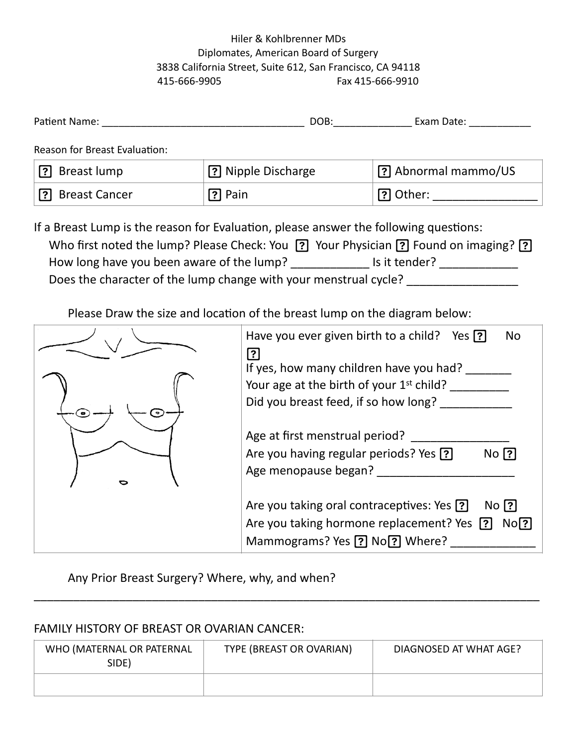Hiler & Kohlbrenner MDs
Diplomates, American Board of Surgery
3838 California Street, Suite 612, San Francisco, CA 94118
415-666-9905 Fax 415-666-9910

Patient Name: ____________________________________ DOB:______________ Exam Date: ___________

Reason for Breast Evaluation:

| | | |
|---|---|---|
| ☐ Breast lump | ☐ Nipple Discharge | ☐ Abnormal mammo/US |
| ☐ Breast Cancer | ☐ Pain | ☐ Other: ________________ |

If a Breast Lump is the reason for Evaluation, please answer the following questions:

Who first noted the lump? Please Check: You ☐ Your Physician ☐ Found on imaging? ☐

How long have you been aware of the lump? ____________ Is it tender? ____________

Does the character of the lump change with your menstrual cycle? _________________

Please Draw the size and location of the breast lump on the diagram below:

Have you ever given birth to a child? Yes ☐ No ☐

If yes, how many children have you had? _______

Your age at the birth of your 1st child? _________

Did you breast feed, if so how long? ___________

Age at first menstrual period? _______________

Are you having regular periods? Yes ☐ No ☐

Age menopause began? _____________________

Are you taking oral contraceptives: Yes ☐ No ☐

Are you taking hormone replacement? Yes ☐ No ☐

Mammograms? Yes ☐ No ☐ Where? _____________

Any Prior Breast Surgery? Where, why, and when?

______________________________________________________________________________

FAMILY HISTORY OF BREAST OR OVARIAN CANCER:

| WHO (MATERNAL OR PATERNAL SIDE) | TYPE (BREAST OR OVARIAN) | DIAGNOSED AT WHAT AGE? |
|---|---|---|
| | | |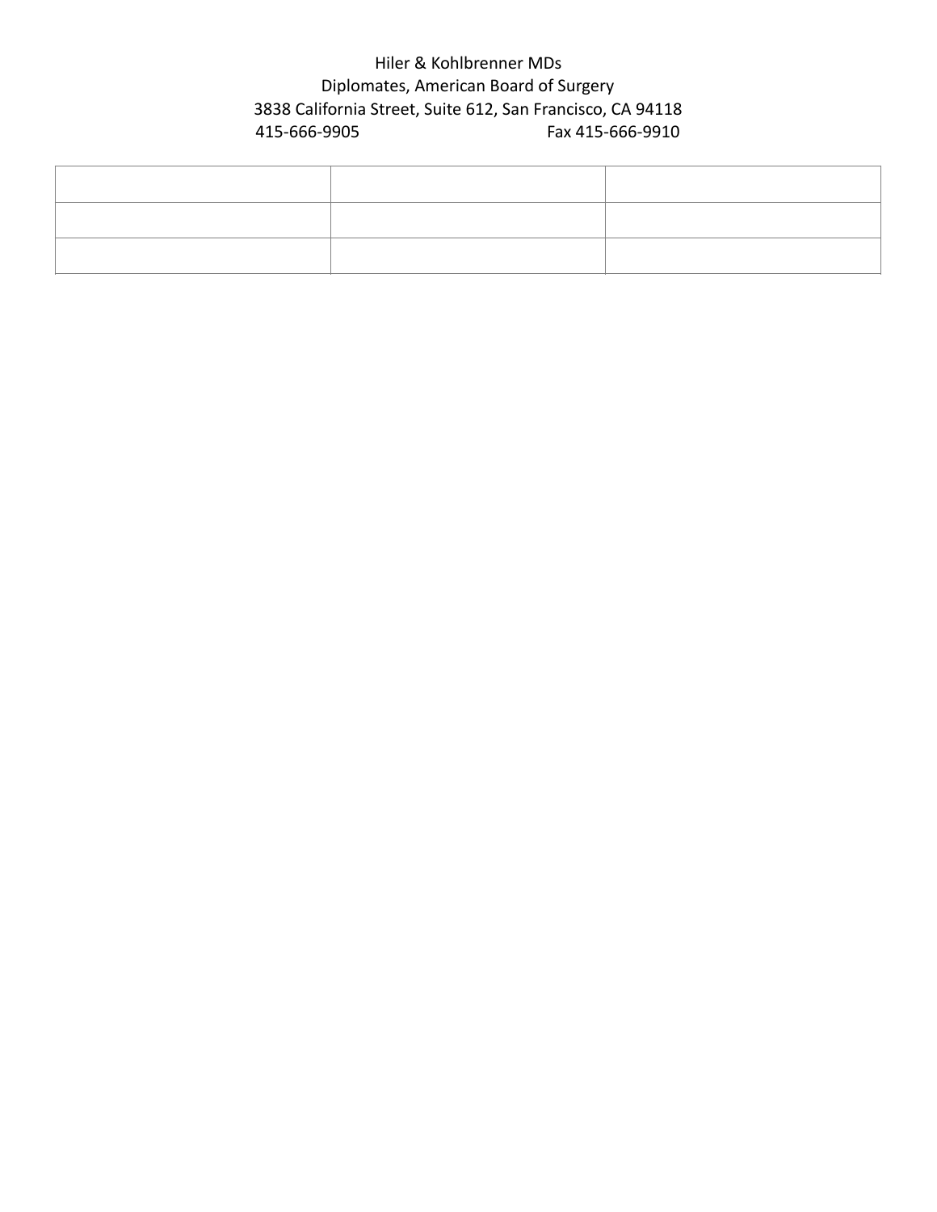Hiler & Kohlbrenner MDs

Diplomates, American Board of Surgery

3838 California Street, Suite 612, San Francisco, CA 94118

415-666-9905 Fax 415-666-9910

| | | |
|---|---|---|
| | | |
| | | |
| | | |